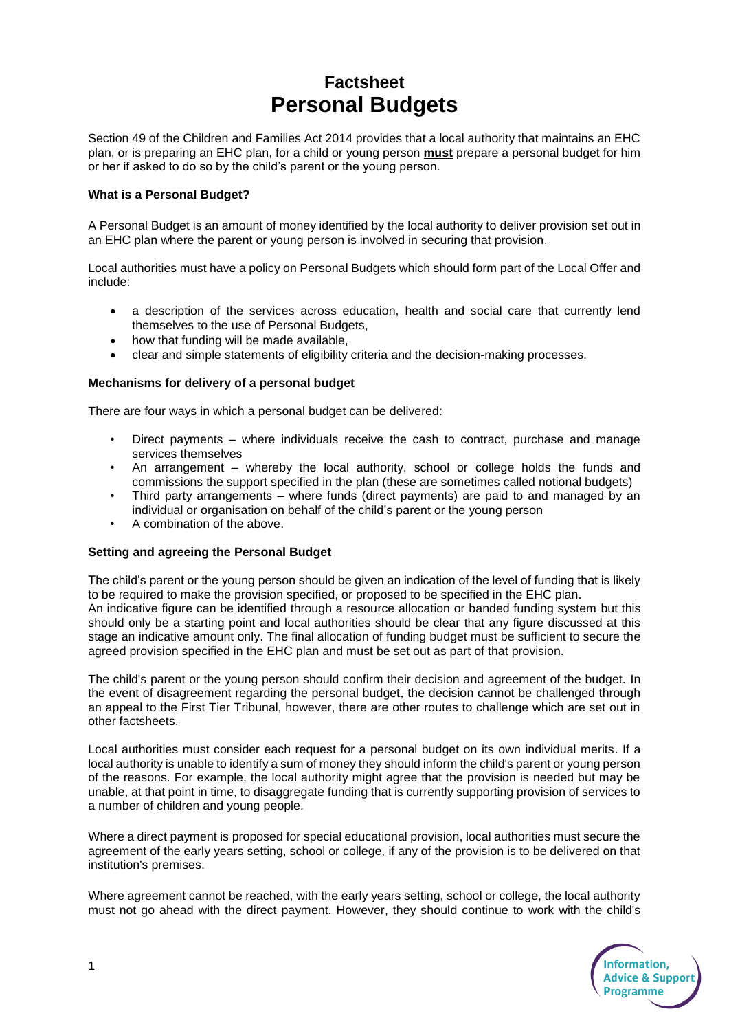# Factsheet
# Personal Budgets

Section 49 of the Children and Families Act 2014 provides that a local authority that maintains an EHC plan, or is preparing an EHC plan, for a child or young person **must** prepare a personal budget for him or her if asked to do so by the child's parent or the young person.

### What is a Personal Budget?

A Personal Budget is an amount of money identified by the local authority to deliver provision set out in an EHC plan where the parent or young person is involved in securing that provision.

Local authorities must have a policy on Personal Budgets which should form part of the Local Offer and include:

- a description of the services across education, health and social care that currently lend themselves to the use of Personal Budgets,
- how that funding will be made available,
- clear and simple statements of eligibility criteria and the decision-making processes.

### Mechanisms for delivery of a personal budget

There are four ways in which a personal budget can be delivered:

- Direct payments – where individuals receive the cash to contract, purchase and manage services themselves
- An arrangement – whereby the local authority, school or college holds the funds and commissions the support specified in the plan (these are sometimes called notional budgets)
- Third party arrangements – where funds (direct payments) are paid to and managed by an individual or organisation on behalf of the child's parent or the young person
- A combination of the above.

### Setting and agreeing the Personal Budget

The child's parent or the young person should be given an indication of the level of funding that is likely to be required to make the provision specified, or proposed to be specified in the EHC plan.
An indicative figure can be identified through a resource allocation or banded funding system but this should only be a starting point and local authorities should be clear that any figure discussed at this stage an indicative amount only. The final allocation of funding budget must be sufficient to secure the agreed provision specified in the EHC plan and must be set out as part of that provision.

The child's parent or the young person should confirm their decision and agreement of the budget. In the event of disagreement regarding the personal budget, the decision cannot be challenged through an appeal to the First Tier Tribunal, however, there are other routes to challenge which are set out in other factsheets.

Local authorities must consider each request for a personal budget on its own individual merits. If a local authority is unable to identify a sum of money they should inform the child's parent or young person of the reasons. For example, the local authority might agree that the provision is needed but may be unable, at that point in time, to disaggregate funding that is currently supporting provision of services to a number of children and young people.

Where a direct payment is proposed for special educational provision, local authorities must secure the agreement of the early years setting, school or college, if any of the provision is to be delivered on that institution's premises.

Where agreement cannot be reached, with the early years setting, school or college, the local authority must not go ahead with the direct payment. However, they should continue to work with the child's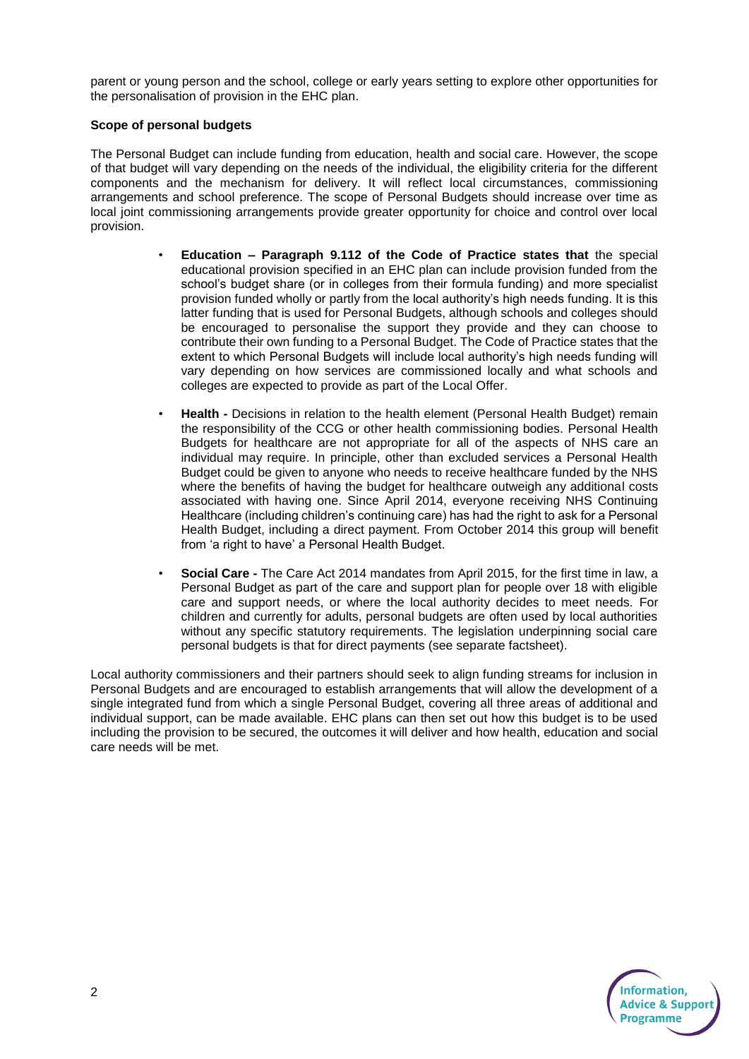parent or young person and the school, college or early years setting to explore other opportunities for the personalisation of provision in the EHC plan.

**Scope of personal budgets**

The Personal Budget can include funding from education, health and social care. However, the scope of that budget will vary depending on the needs of the individual, the eligibility criteria for the different components and the mechanism for delivery. It will reflect local circumstances, commissioning arrangements and school preference. The scope of Personal Budgets should increase over time as local joint commissioning arrangements provide greater opportunity for choice and control over local provision.

- **Education – Paragraph 9.112 of the Code of Practice states that** the special educational provision specified in an EHC plan can include provision funded from the school's budget share (or in colleges from their formula funding) and more specialist provision funded wholly or partly from the local authority's high needs funding. It is this latter funding that is used for Personal Budgets, although schools and colleges should be encouraged to personalise the support they provide and they can choose to contribute their own funding to a Personal Budget. The Code of Practice states that the extent to which Personal Budgets will include local authority's high needs funding will vary depending on how services are commissioned locally and what schools and colleges are expected to provide as part of the Local Offer.

- **Health -** Decisions in relation to the health element (Personal Health Budget) remain the responsibility of the CCG or other health commissioning bodies. Personal Health Budgets for healthcare are not appropriate for all of the aspects of NHS care an individual may require. In principle, other than excluded services a Personal Health Budget could be given to anyone who needs to receive healthcare funded by the NHS where the benefits of having the budget for healthcare outweigh any additional costs associated with having one. Since April 2014, everyone receiving NHS Continuing Healthcare (including children's continuing care) has had the right to ask for a Personal Health Budget, including a direct payment. From October 2014 this group will benefit from 'a right to have' a Personal Health Budget.

- **Social Care -** The Care Act 2014 mandates from April 2015, for the first time in law, a Personal Budget as part of the care and support plan for people over 18 with eligible care and support needs, or where the local authority decides to meet needs. For children and currently for adults, personal budgets are often used by local authorities without any specific statutory requirements. The legislation underpinning social care personal budgets is that for direct payments (see separate factsheet).

Local authority commissioners and their partners should seek to align funding streams for inclusion in Personal Budgets and are encouraged to establish arrangements that will allow the development of a single integrated fund from which a single Personal Budget, covering all three areas of additional and individual support, can be made available. EHC plans can then set out how this budget is to be used including the provision to be secured, the outcomes it will deliver and how health, education and social care needs will be met.